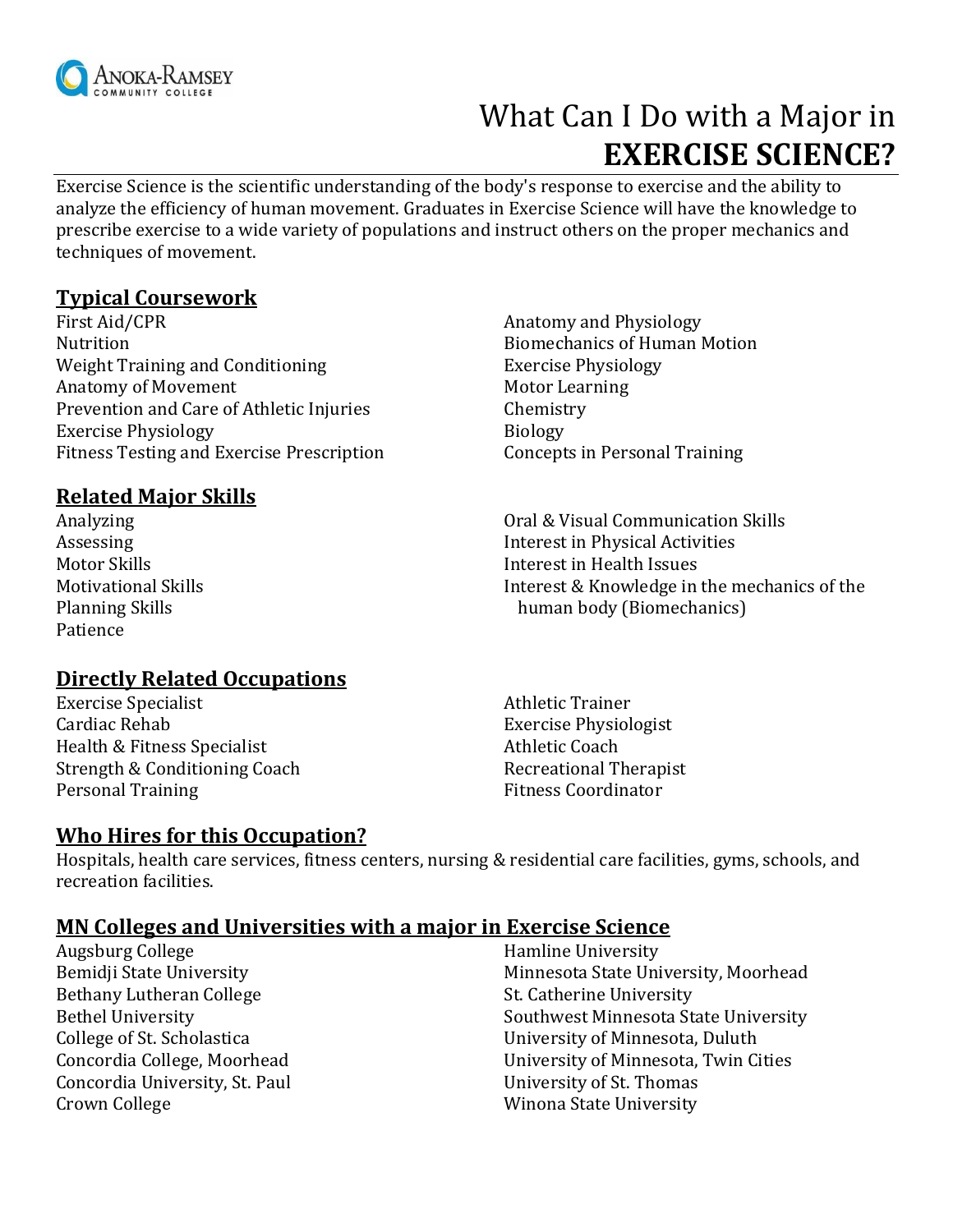Anoka-Ramsey Community College

# What Can I Do with a Major in **EXERCISE SCIENCE?**

Exercise Science is the scientific understanding of the body's response to exercise and the ability to analyze the efficiency of human movement. Graduates in Exercise Science will have the knowledge to prescribe exercise to a wide variety of populations and instruct others on the proper mechanics and techniques of movement.

## Typical Coursework

- First Aid/CPR
- Nutrition
- Weight Training and Conditioning
- Anatomy of Movement
- Prevention and Care of Athletic Injuries
- Exercise Physiology
- Fitness Testing and Exercise Prescription
- Anatomy and Physiology
- Biomechanics of Human Motion
- Exercise Physiology
- Motor Learning
- Chemistry
- Biology
- Concepts in Personal Training

## Related Major Skills

- Analyzing
- Assessing
- Motor Skills
- Motivational Skills
- Planning Skills
- Patience
- Oral & Visual Communication Skills
- Interest in Physical Activities
- Interest in Health Issues
- Interest & Knowledge in the mechanics of the human body (Biomechanics)

## Directly Related Occupations

- Exercise Specialist
- Cardiac Rehab
- Health & Fitness Specialist
- Strength & Conditioning Coach
- Personal Training
- Athletic Trainer
- Exercise Physiologist
- Athletic Coach
- Recreational Therapist
- Fitness Coordinator

## Who Hires for this Occupation?

Hospitals, health care services, fitness centers, nursing & residential care facilities, gyms, schools, and recreation facilities.

## MN Colleges and Universities with a major in Exercise Science

- Augsburg College
- Bemidji State University
- Bethany Lutheran College
- Bethel University
- College of St. Scholastica
- Concordia College, Moorhead
- Concordia University, St. Paul
- Crown College
- Hamline University
- Minnesota State University, Moorhead
- St. Catherine University
- Southwest Minnesota State University
- University of Minnesota, Duluth
- University of Minnesota, Twin Cities
- University of St. Thomas
- Winona State University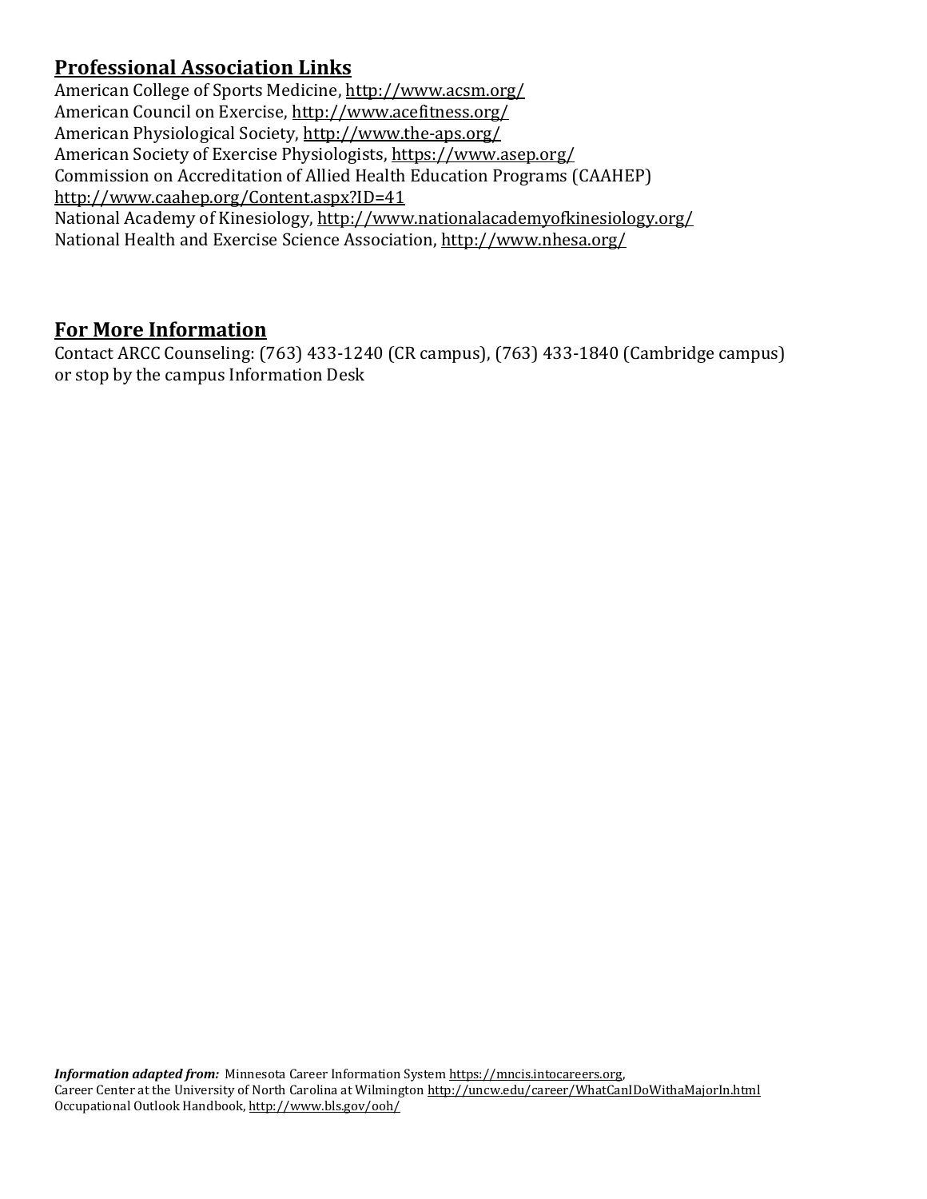## Professional Association Links

American College of Sports Medicine, http://www.acsm.org/
American Council on Exercise, http://www.acefitness.org/
American Physiological Society, http://www.the-aps.org/
American Society of Exercise Physiologists, https://www.asep.org/
Commission on Accreditation of Allied Health Education Programs (CAAHEP)
http://www.caahep.org/Content.aspx?ID=41
National Academy of Kinesiology, http://www.nationalacademyofkinesiology.org/
National Health and Exercise Science Association, http://www.nhesa.org/

## For More Information

Contact ARCC Counseling: (763) 433-1240 (CR campus), (763) 433-1840 (Cambridge campus)
or stop by the campus Information Desk

***Information adapted from:*** Minnesota Career Information System https://mncis.intocareers.org,
Career Center at the University of North Carolina at Wilmington http://uncw.edu/career/WhatCanIDoWithaMajorIn.html
Occupational Outlook Handbook, http://www.bls.gov/ooh/